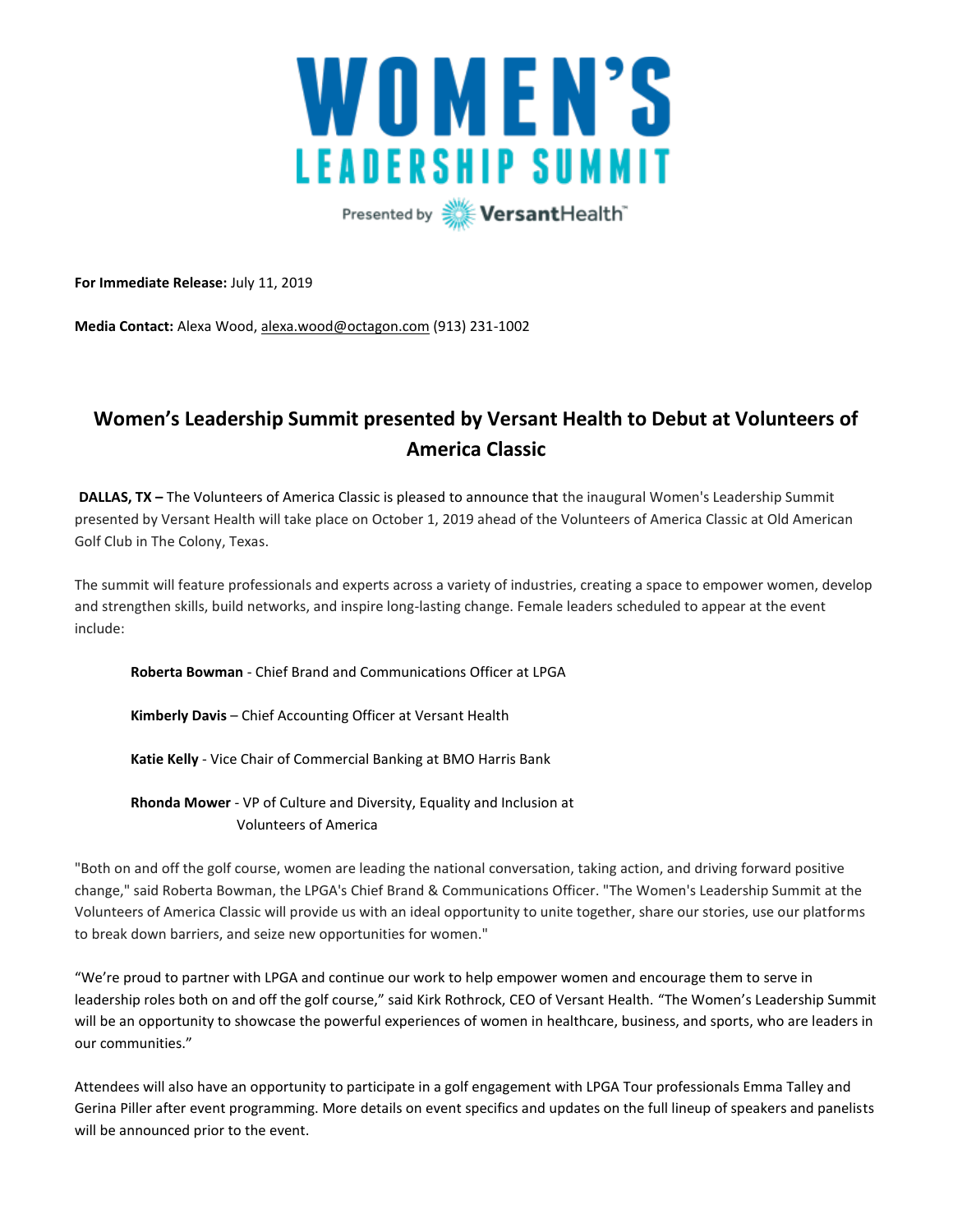# WOMEN'S LEADERSHIP SUMMIT

Presented by VersantHealth™

**For Immediate Release:** July 11, 2019

**Media Contact:** Alexa Wood, alexa.wood@octagon.com (913) 231-1002

## Women's Leadership Summit presented by Versant Health to Debut at Volunteers of America Classic

**DALLAS, TX –** The Volunteers of America Classic is pleased to announce that the inaugural Women's Leadership Summit presented by Versant Health will take place on October 1, 2019 ahead of the Volunteers of America Classic at Old American Golf Club in The Colony, Texas.

The summit will feature professionals and experts across a variety of industries, creating a space to empower women, develop and strengthen skills, build networks, and inspire long-lasting change. Female leaders scheduled to appear at the event include:

**Roberta Bowman** - Chief Brand and Communications Officer at LPGA

**Kimberly Davis** – Chief Accounting Officer at Versant Health

**Katie Kelly** - Vice Chair of Commercial Banking at BMO Harris Bank

**Rhonda Mower** - VP of Culture and Diversity, Equality and Inclusion at Volunteers of America

"Both on and off the golf course, women are leading the national conversation, taking action, and driving forward positive change," said Roberta Bowman, the LPGA's Chief Brand & Communications Officer. "The Women's Leadership Summit at the Volunteers of America Classic will provide us with an ideal opportunity to unite together, share our stories, use our platforms to break down barriers, and seize new opportunities for women."

"We're proud to partner with LPGA and continue our work to help empower women and encourage them to serve in leadership roles both on and off the golf course," said Kirk Rothrock, CEO of Versant Health. "The Women's Leadership Summit will be an opportunity to showcase the powerful experiences of women in healthcare, business, and sports, who are leaders in our communities."

Attendees will also have an opportunity to participate in a golf engagement with LPGA Tour professionals Emma Talley and Gerina Piller after event programming. More details on event specifics and updates on the full lineup of speakers and panelists will be announced prior to the event.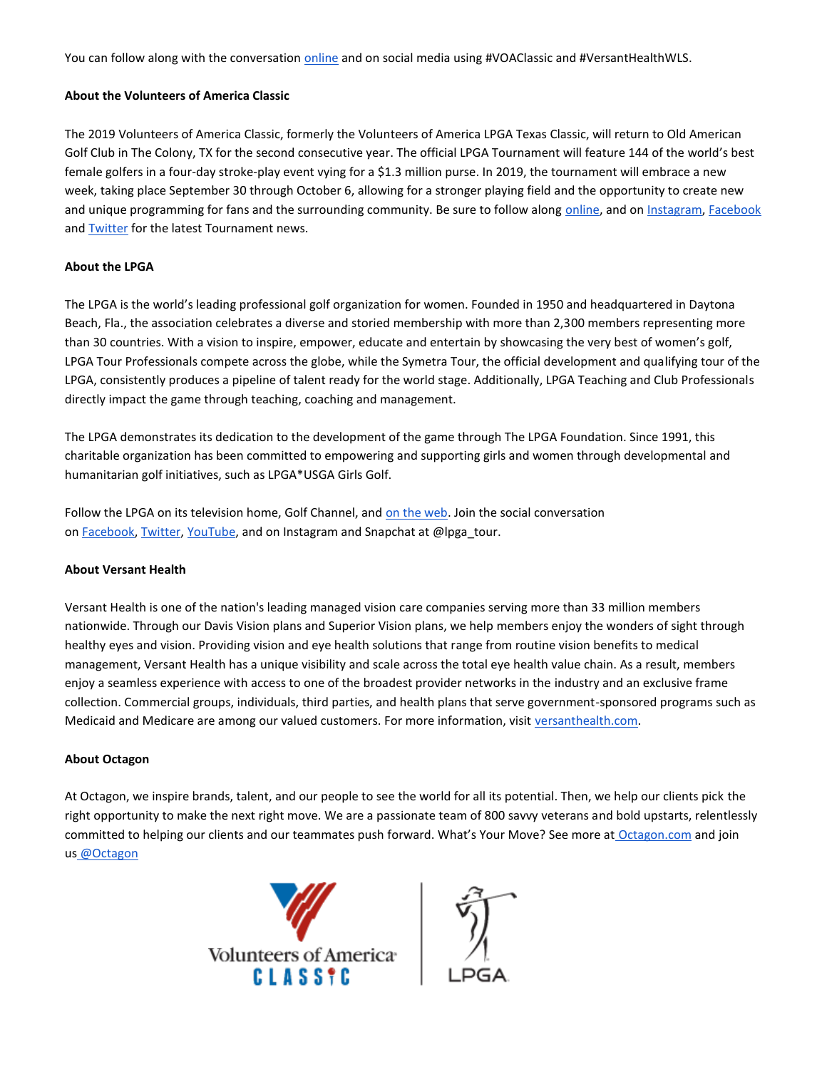You can follow along with the conversation online and on social media using #VOAClassic and #VersantHealthWLS.

**About the Volunteers of America Classic**

The 2019 Volunteers of America Classic, formerly the Volunteers of America LPGA Texas Classic, will return to Old American Golf Club in The Colony, TX for the second consecutive year. The official LPGA Tournament will feature 144 of the world's best female golfers in a four-day stroke-play event vying for a $1.3 million purse. In 2019, the tournament will embrace a new week, taking place September 30 through October 6, allowing for a stronger playing field and the opportunity to create new and unique programming for fans and the surrounding community. Be sure to follow along online, and on Instagram, Facebook and Twitter for the latest Tournament news.

**About the LPGA**

The LPGA is the world's leading professional golf organization for women. Founded in 1950 and headquartered in Daytona Beach, Fla., the association celebrates a diverse and storied membership with more than 2,300 members representing more than 30 countries. With a vision to inspire, empower, educate and entertain by showcasing the very best of women's golf, LPGA Tour Professionals compete across the globe, while the Symetra Tour, the official development and qualifying tour of the LPGA, consistently produces a pipeline of talent ready for the world stage. Additionally, LPGA Teaching and Club Professionals directly impact the game through teaching, coaching and management.

The LPGA demonstrates its dedication to the development of the game through The LPGA Foundation. Since 1991, this charitable organization has been committed to empowering and supporting girls and women through developmental and humanitarian golf initiatives, such as LPGA*USGA Girls Golf.

Follow the LPGA on its television home, Golf Channel, and on the web. Join the social conversation on Facebook, Twitter, YouTube, and on Instagram and Snapchat at @lpga_tour.

**About Versant Health**

Versant Health is one of the nation's leading managed vision care companies serving more than 33 million members nationwide. Through our Davis Vision plans and Superior Vision plans, we help members enjoy the wonders of sight through healthy eyes and vision. Providing vision and eye health solutions that range from routine vision benefits to medical management, Versant Health has a unique visibility and scale across the total eye health value chain. As a result, members enjoy a seamless experience with access to one of the broadest provider networks in the industry and an exclusive frame collection. Commercial groups, individuals, third parties, and health plans that serve government-sponsored programs such as Medicaid and Medicare are among our valued customers. For more information, visit versanthealth.com.

**About Octagon**

At Octagon, we inspire brands, talent, and our people to see the world for all its potential. Then, we help our clients pick the right opportunity to make the next right move. We are a passionate team of 800 savvy veterans and bold upstarts, relentlessly committed to helping our clients and our teammates push forward. What's Your Move? See more at Octagon.com and join us @Octagon

Volunteers of America CLASSIC | LPGA